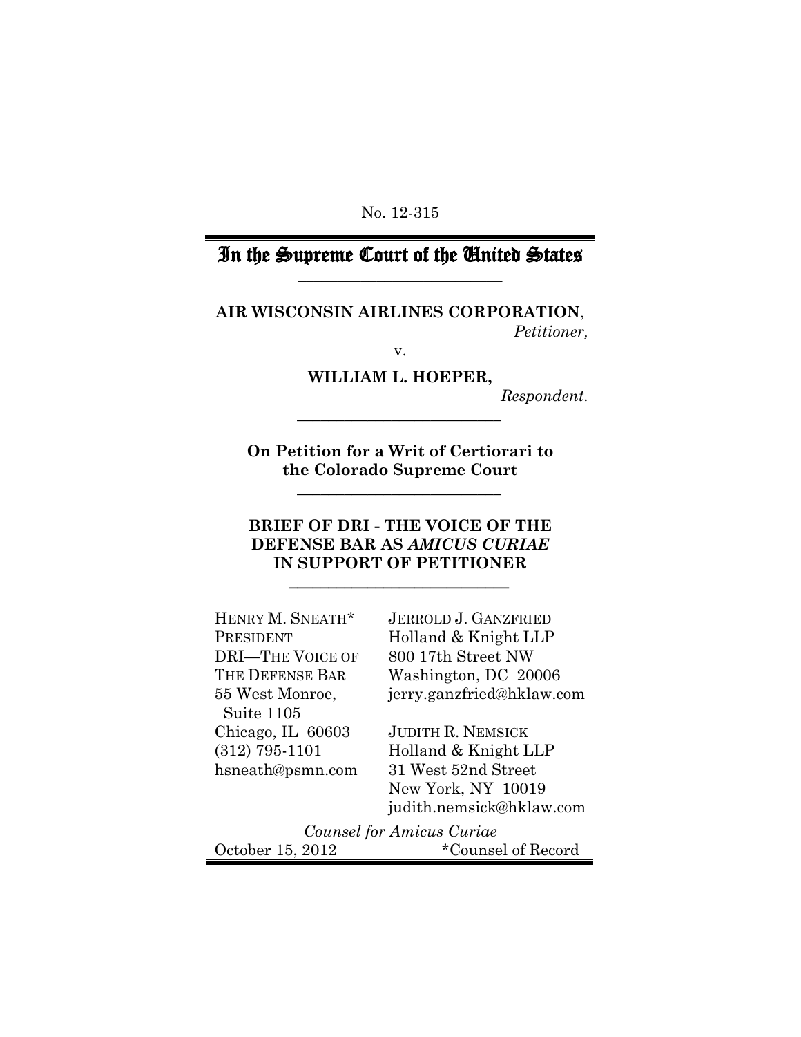No. 12-315

# In the Supreme Court of the United States

**AIR WISCONSIN AIRLINES CORPORATION**,
*Petitioner,*

v.

**WILLIAM L. HOEPER,**
*Respondent.*

**On Petition for a Writ of Certiorari to the Colorado Supreme Court**

**BRIEF OF DRI - THE VOICE OF THE DEFENSE BAR AS *AMICUS CURIAE* IN SUPPORT OF PETITIONER**

HENRY M. SNEATH*
PRESIDENT
DRI—THE VOICE OF THE DEFENSE BAR
55 West Monroe, Suite 1105
Chicago, IL 60603
(312) 795-1101
hsneath@psmn.com

JERROLD J. GANZFRIED
Holland & Knight LLP
800 17th Street NW
Washington, DC 20006
jerry.ganzfried@hklaw.com

JUDITH R. NEMSICK
Holland & Knight LLP
31 West 52nd Street
New York, NY 10019
judith.nemsick@hklaw.com

*Counsel for Amicus Curiae*

October 15, 2012

*Counsel of Record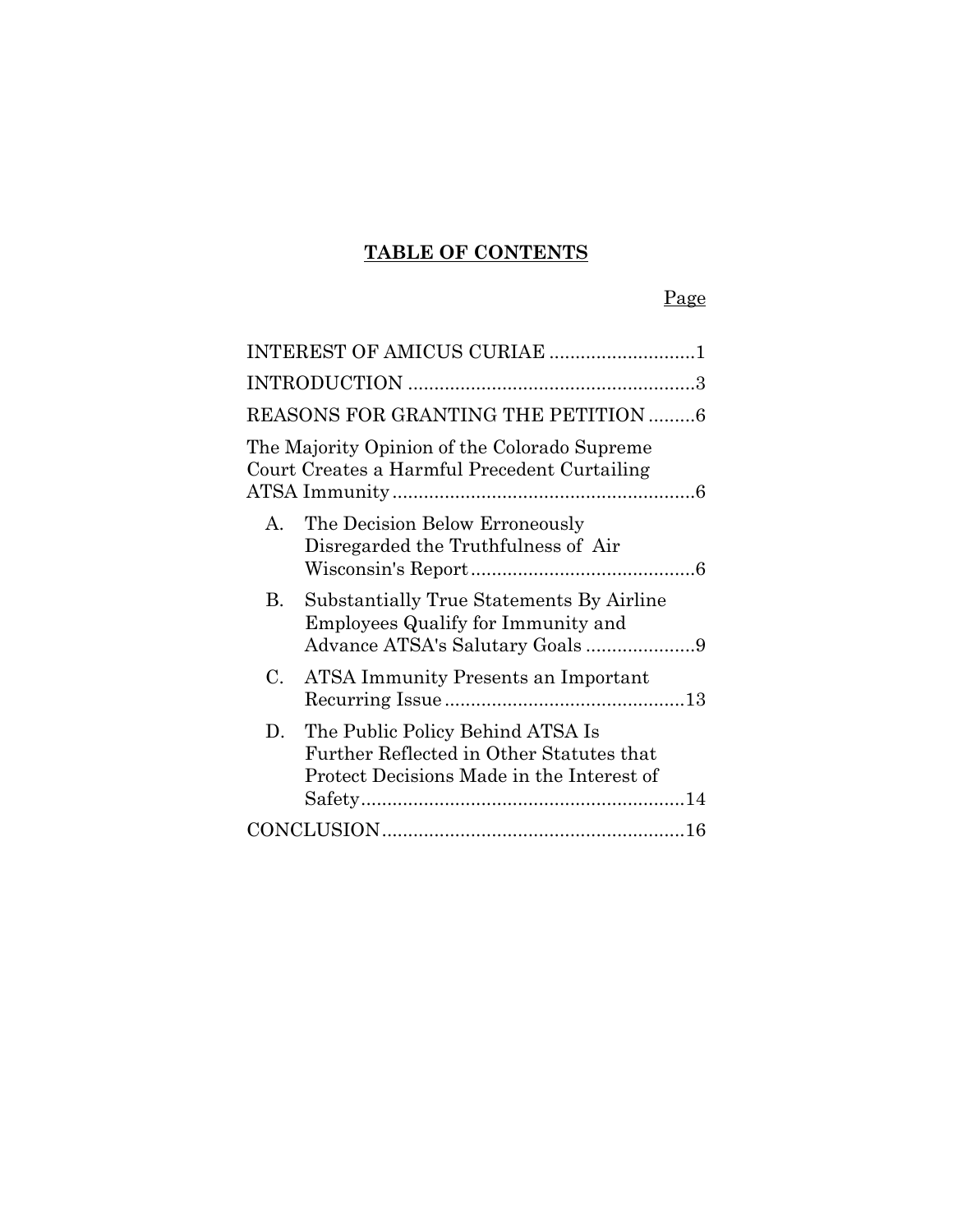# TABLE OF CONTENTS

| | Page |
|---|---|
| INTEREST OF AMICUS CURIAE | 1 |
| INTRODUCTION | 3 |
| REASONS FOR GRANTING THE PETITION | 6 |
| The Majority Opinion of the Colorado Supreme Court Creates a Harmful Precedent Curtailing ATSA Immunity | 6 |
| A. The Decision Below Erroneously Disregarded the Truthfulness of Air Wisconsin's Report | 6 |
| B. Substantially True Statements By Airline Employees Qualify for Immunity and Advance ATSA's Salutary Goals | 9 |
| C. ATSA Immunity Presents an Important Recurring Issue | 13 |
| D. The Public Policy Behind ATSA Is Further Reflected in Other Statutes that Protect Decisions Made in the Interest of Safety | 14 |
| CONCLUSION | 16 |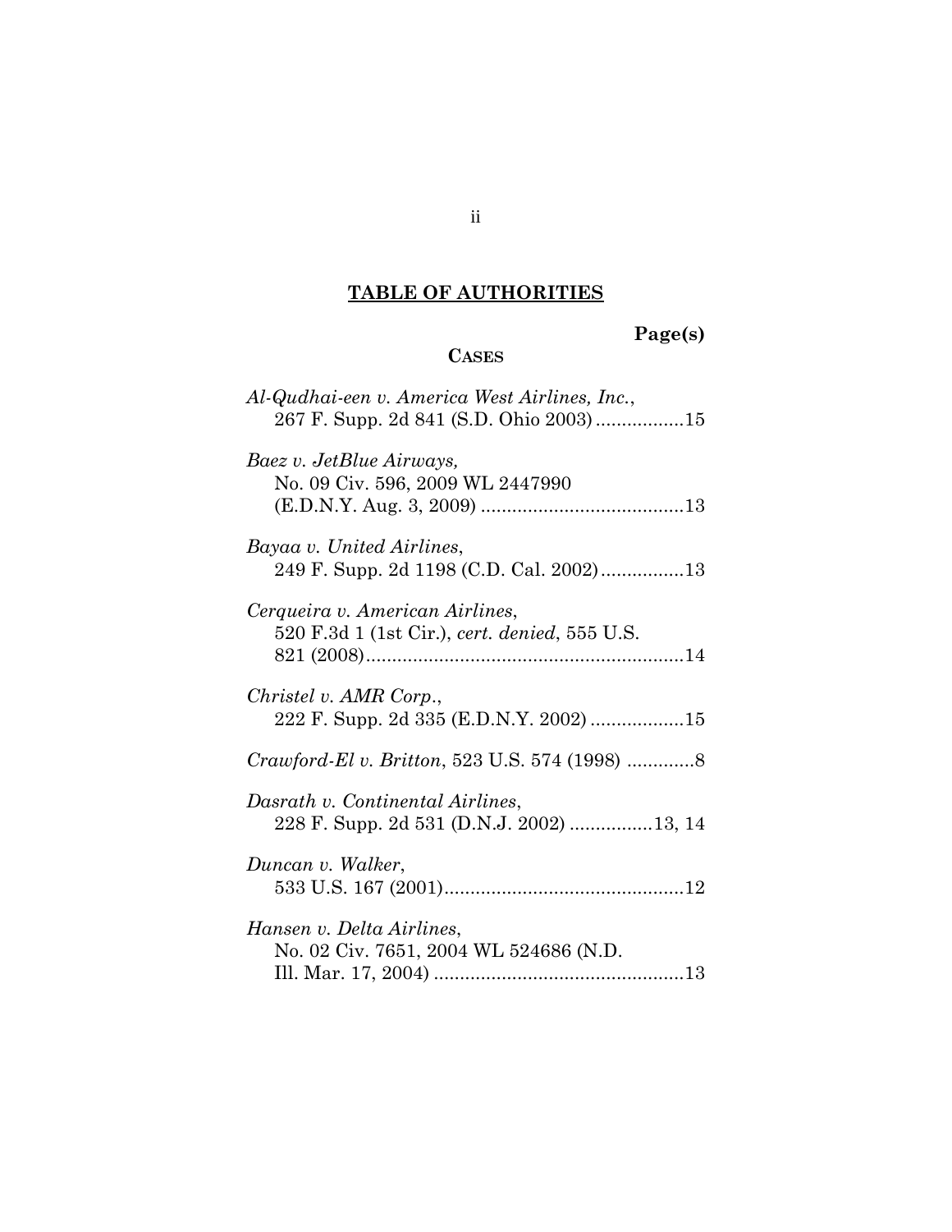## TABLE OF AUTHORITIES

**Page(s)**

**CASES**

*Al-Qudhai-een v. America West Airlines, Inc.*, 267 F. Supp. 2d 841 (S.D. Ohio 2003) .................15

*Baez v. JetBlue Airways,* No. 09 Civ. 596, 2009 WL 2447990 (E.D.N.Y. Aug. 3, 2009) .......................................13

*Bayaa v. United Airlines*, 249 F. Supp. 2d 1198 (C.D. Cal. 2002)................13

*Cerqueira v. American Airlines*, 520 F.3d 1 (1st Cir.), *cert. denied*, 555 U.S. 821 (2008).............................................................14

*Christel v. AMR Corp.*, 222 F. Supp. 2d 335 (E.D.N.Y. 2002) ..................15

*Crawford-El v. Britton*, 523 U.S. 574 (1998) .............8

*Dasrath v. Continental Airlines*, 228 F. Supp. 2d 531 (D.N.J. 2002) ................13, 14

*Duncan v. Walker*, 533 U.S. 167 (2001)..............................................12

*Hansen v. Delta Airlines*, No. 02 Civ. 7651, 2004 WL 524686 (N.D. Ill. Mar. 17, 2004) ................................................13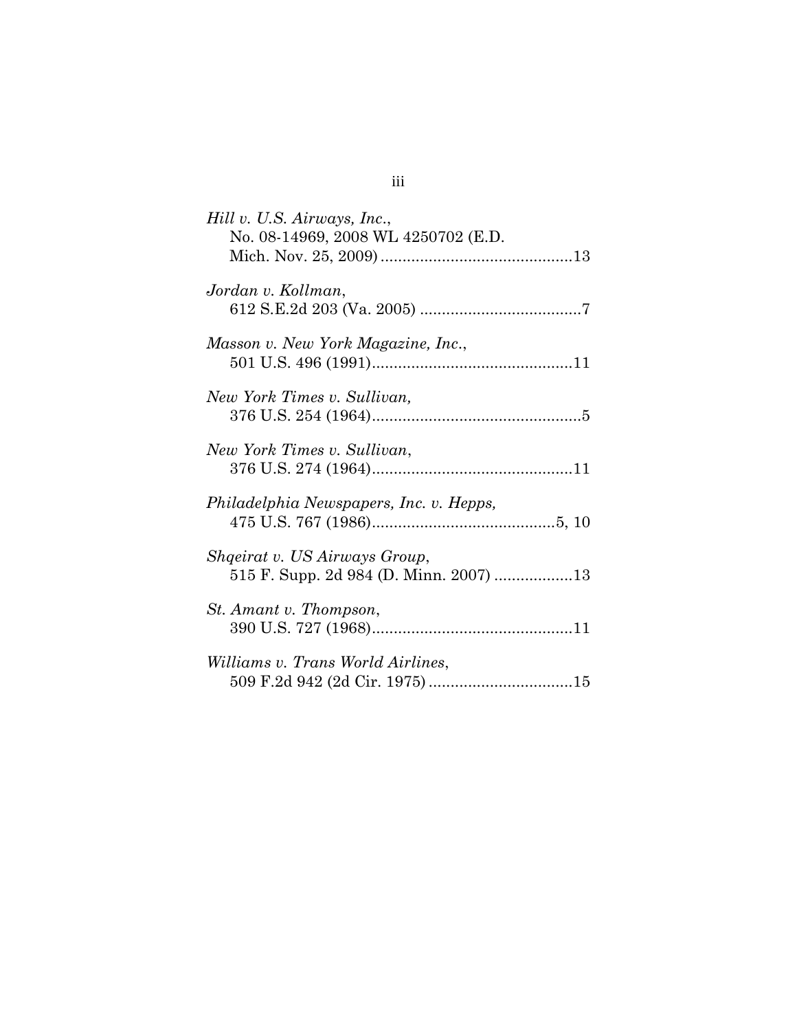*Hill v. U.S. Airways, Inc.*,
No. 08-14969, 2008 WL 4250702 (E.D. Mich. Nov. 25, 2009) ............................................13

*Jordan v. Kollman*,
612 S.E.2d 203 (Va. 2005) ....................................7

*Masson v. New York Magazine, Inc.*,
501 U.S. 496 (1991)..............................................11

*New York Times v. Sullivan,*
376 U.S. 254 (1964)................................................5

*New York Times v. Sullivan*,
376 U.S. 274 (1964)..............................................11

*Philadelphia Newspapers, Inc. v. Hepps,*
475 U.S. 767 (1986)..........................................5, 10

*Shqeirat v. US Airways Group*,
515 F. Supp. 2d 984 (D. Minn. 2007) ..................13

*St. Amant v. Thompson*,
390 U.S. 727 (1968)..............................................11

*Williams v. Trans World Airlines*,
509 F.2d 942 (2d Cir. 1975) .................................15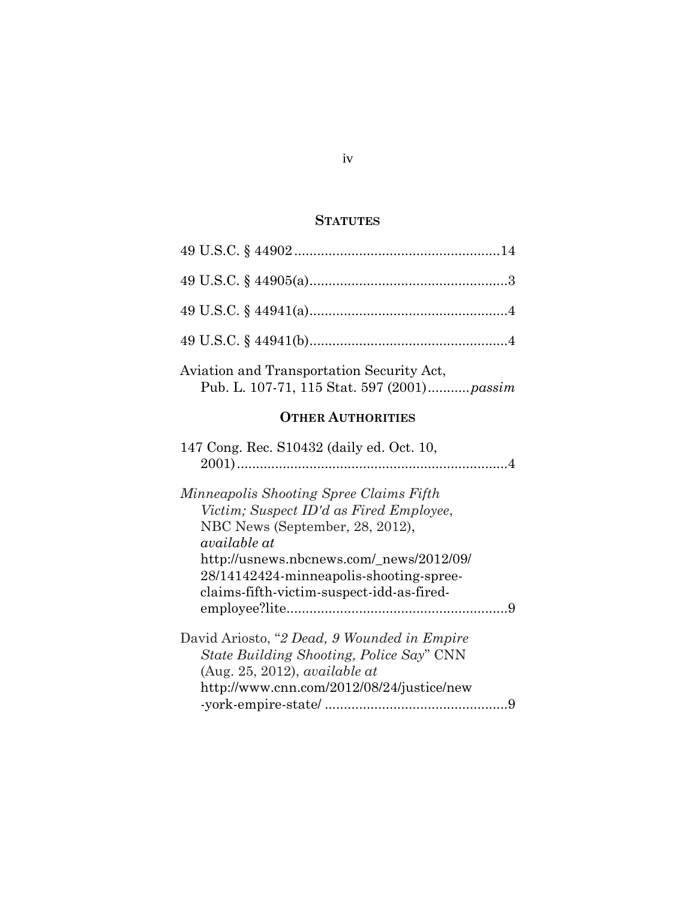## STATUTES

49 U.S.C. § 44902 ....................................................14

49 U.S.C. § 44905(a) ..................................................3

49 U.S.C. § 44941(a) ..................................................4

49 U.S.C. § 44941(b) ..................................................4

Aviation and Transportation Security Act, Pub. L. 107-71, 115 Stat. 597 (2001)...........*passim*

## OTHER AUTHORITIES

147 Cong. Rec. S10432 (daily ed. Oct. 10, 2001) .......................................................................4

*Minneapolis Shooting Spree Claims Fifth Victim; Suspect ID'd as Fired Employee*, NBC News (September, 28, 2012), *available at* http://usnews.nbcnews.com/_news/2012/09/28/14142424-minneapolis-shooting-spree-claims-fifth-victim-suspect-idd-as-fired-employee?lite.........................................................9

David Ariosto, "*2 Dead, 9 Wounded in Empire State Building Shooting, Police Say*" CNN (Aug. 25, 2012), *available at* http://www.cnn.com/2012/08/24/justice/new-york-empire-state/ ................................................9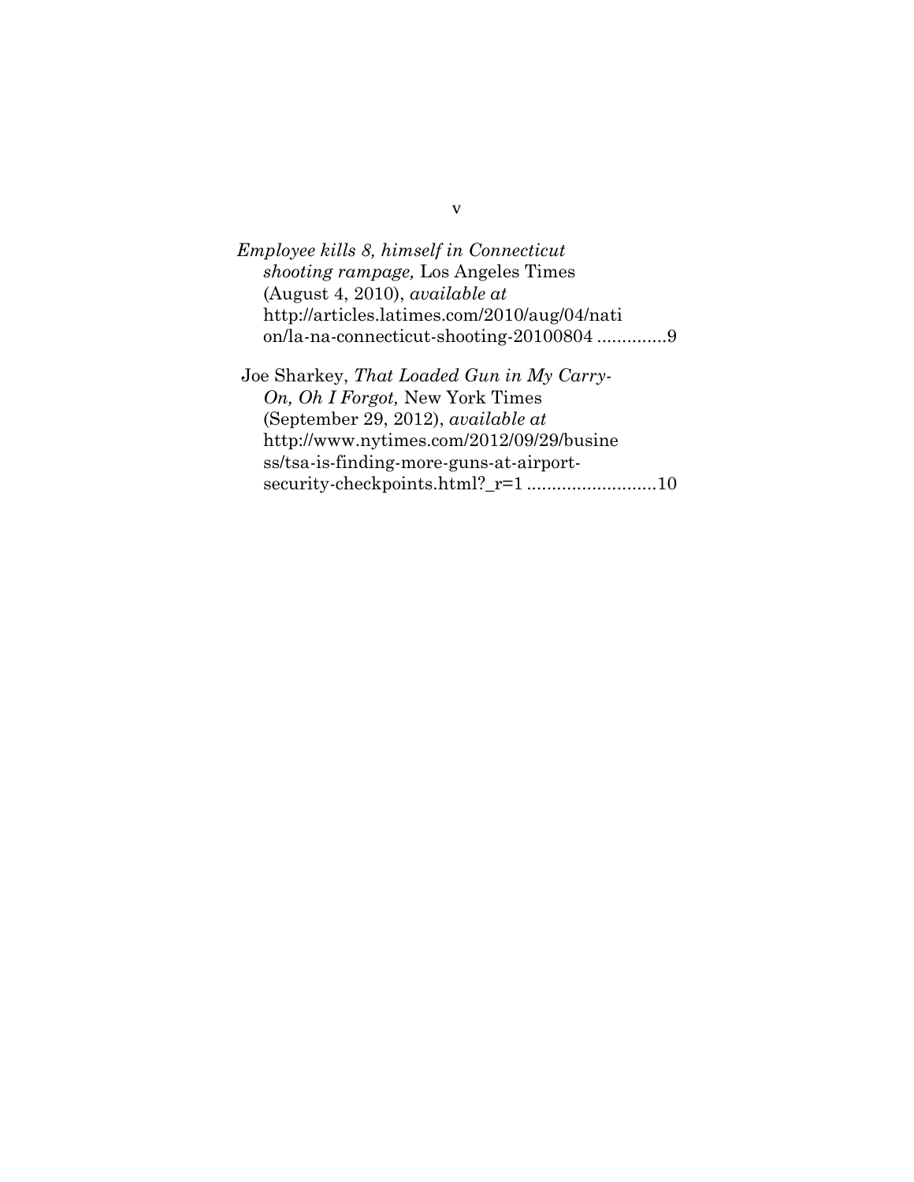*Employee kills 8, himself in Connecticut shooting rampage,* Los Angeles Times (August 4, 2010), *available at* http://articles.latimes.com/2010/aug/04/nation/la-na-connecticut-shooting-20100804 .............9

Joe Sharkey, *That Loaded Gun in My Carry-On, Oh I Forgot,* New York Times (September 29, 2012), *available at* http://www.nytimes.com/2012/09/29/business/tsa-is-finding-more-guns-at-airport-security-checkpoints.html?_r=1 ..........................10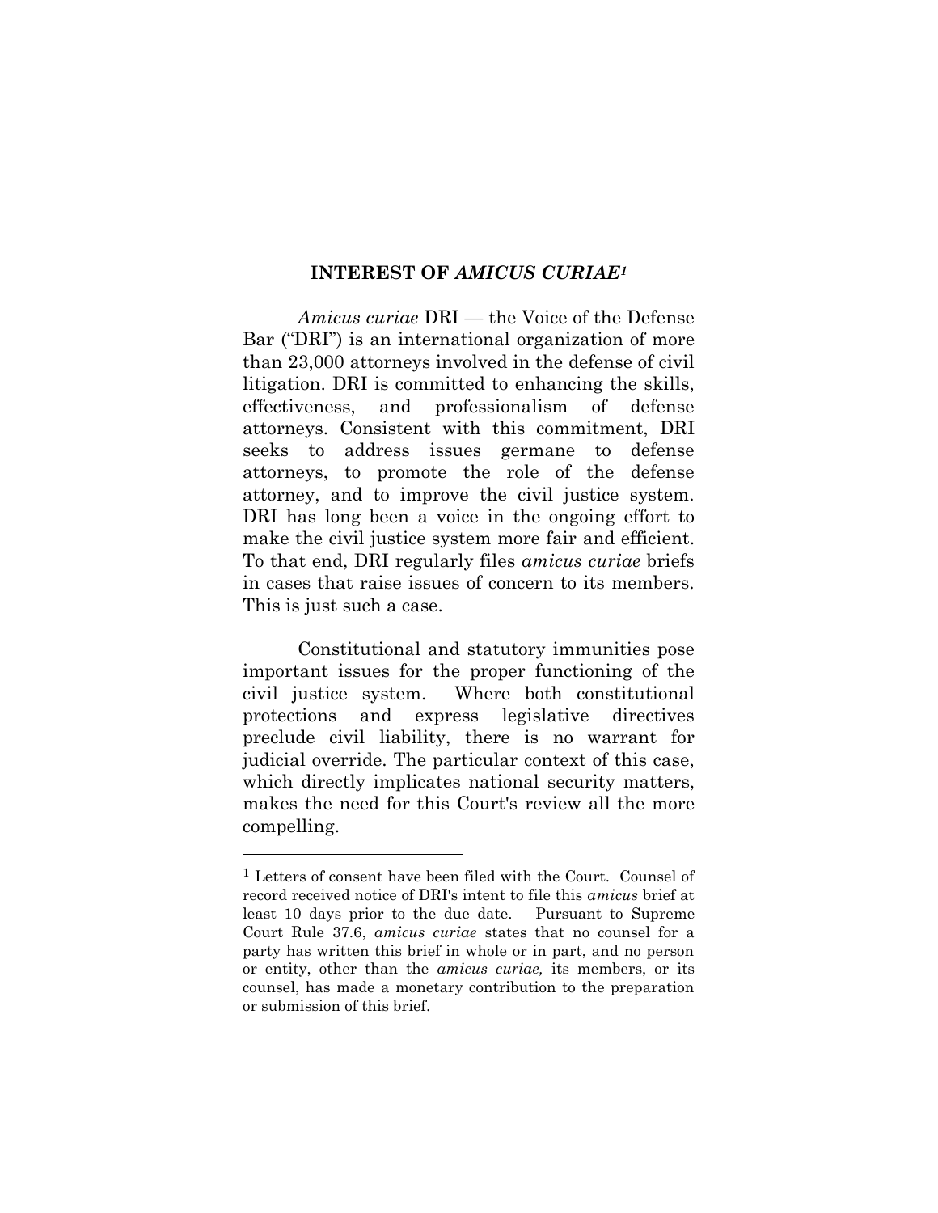## INTEREST OF *AMICUS CURIAE*[1]

*Amicus curiae* DRI — the Voice of the Defense Bar ("DRI") is an international organization of more than 23,000 attorneys involved in the defense of civil litigation. DRI is committed to enhancing the skills, effectiveness, and professionalism of defense attorneys. Consistent with this commitment, DRI seeks to address issues germane to defense attorneys, to promote the role of the defense attorney, and to improve the civil justice system. DRI has long been a voice in the ongoing effort to make the civil justice system more fair and efficient. To that end, DRI regularly files *amicus curiae* briefs in cases that raise issues of concern to its members. This is just such a case.

Constitutional and statutory immunities pose important issues for the proper functioning of the civil justice system. Where both constitutional protections and express legislative directives preclude civil liability, there is no warrant for judicial override. The particular context of this case, which directly implicates national security matters, makes the need for this Court's review all the more compelling.

---

[1] Letters of consent have been filed with the Court. Counsel of record received notice of DRI's intent to file this *amicus* brief at least 10 days prior to the due date. Pursuant to Supreme Court Rule 37.6, *amicus curiae* states that no counsel for a party has written this brief in whole or in part, and no person or entity, other than the *amicus curiae,* its members, or its counsel, has made a monetary contribution to the preparation or submission of this brief.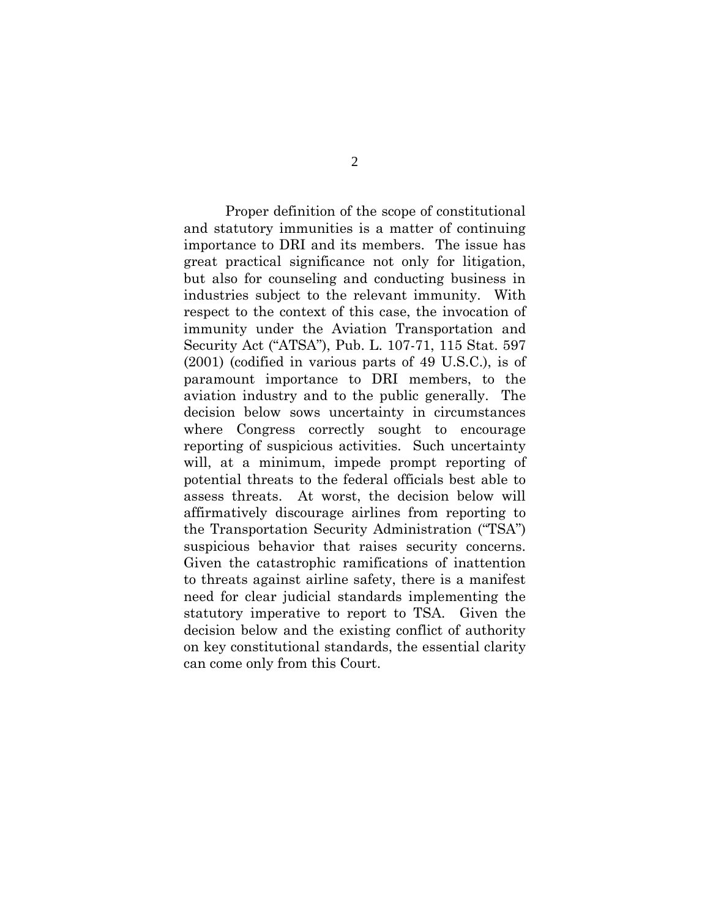Proper definition of the scope of constitutional and statutory immunities is a matter of continuing importance to DRI and its members. The issue has great practical significance not only for litigation, but also for counseling and conducting business in industries subject to the relevant immunity. With respect to the context of this case, the invocation of immunity under the Aviation Transportation and Security Act ("ATSA"), Pub. L. 107-71, 115 Stat. 597 (2001) (codified in various parts of 49 U.S.C.), is of paramount importance to DRI members, to the aviation industry and to the public generally. The decision below sows uncertainty in circumstances where Congress correctly sought to encourage reporting of suspicious activities. Such uncertainty will, at a minimum, impede prompt reporting of potential threats to the federal officials best able to assess threats. At worst, the decision below will affirmatively discourage airlines from reporting to the Transportation Security Administration ("TSA") suspicious behavior that raises security concerns. Given the catastrophic ramifications of inattention to threats against airline safety, there is a manifest need for clear judicial standards implementing the statutory imperative to report to TSA. Given the decision below and the existing conflict of authority on key constitutional standards, the essential clarity can come only from this Court.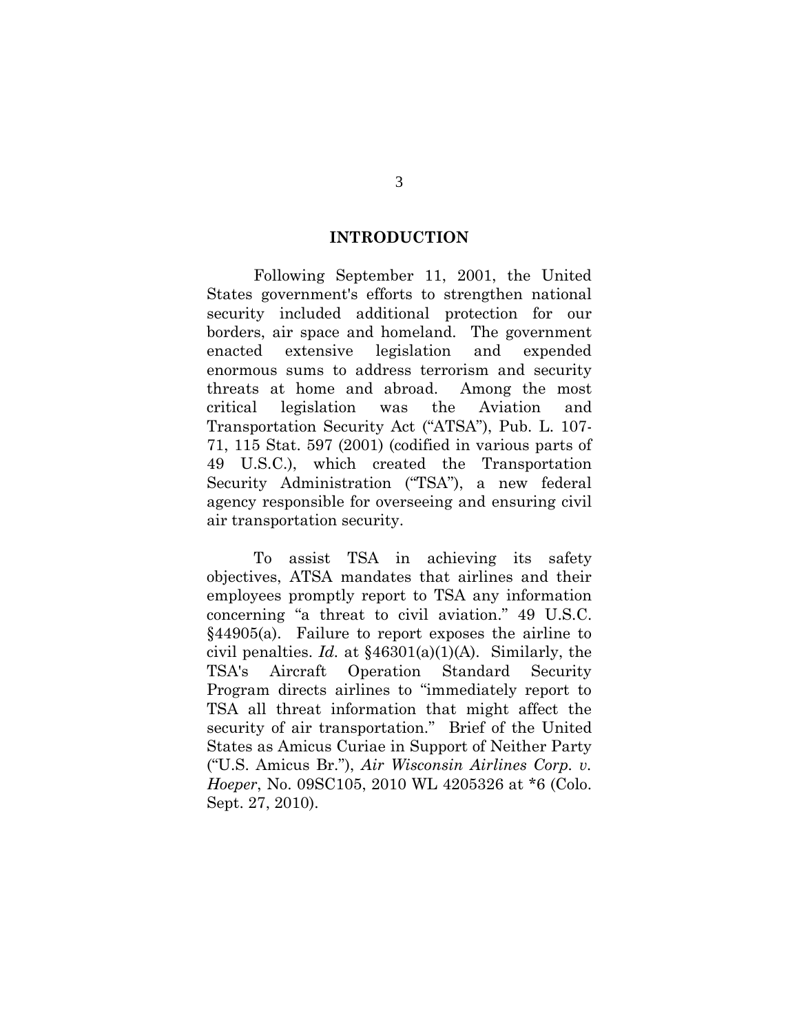## INTRODUCTION

Following September 11, 2001, the United States government's efforts to strengthen national security included additional protection for our borders, air space and homeland. The government enacted extensive legislation and expended enormous sums to address terrorism and security threats at home and abroad. Among the most critical legislation was the Aviation and Transportation Security Act ("ATSA"), Pub. L. 107-71, 115 Stat. 597 (2001) (codified in various parts of 49 U.S.C.), which created the Transportation Security Administration ("TSA"), a new federal agency responsible for overseeing and ensuring civil air transportation security.

To assist TSA in achieving its safety objectives, ATSA mandates that airlines and their employees promptly report to TSA any information concerning "a threat to civil aviation." 49 U.S.C. §44905(a). Failure to report exposes the airline to civil penalties. *Id.* at §46301(a)(1)(A). Similarly, the TSA's Aircraft Operation Standard Security Program directs airlines to "immediately report to TSA all threat information that might affect the security of air transportation." Brief of the United States as Amicus Curiae in Support of Neither Party ("U.S. Amicus Br."), *Air Wisconsin Airlines Corp. v. Hoeper*, No. 09SC105, 2010 WL 4205326 at *6 (Colo. Sept. 27, 2010).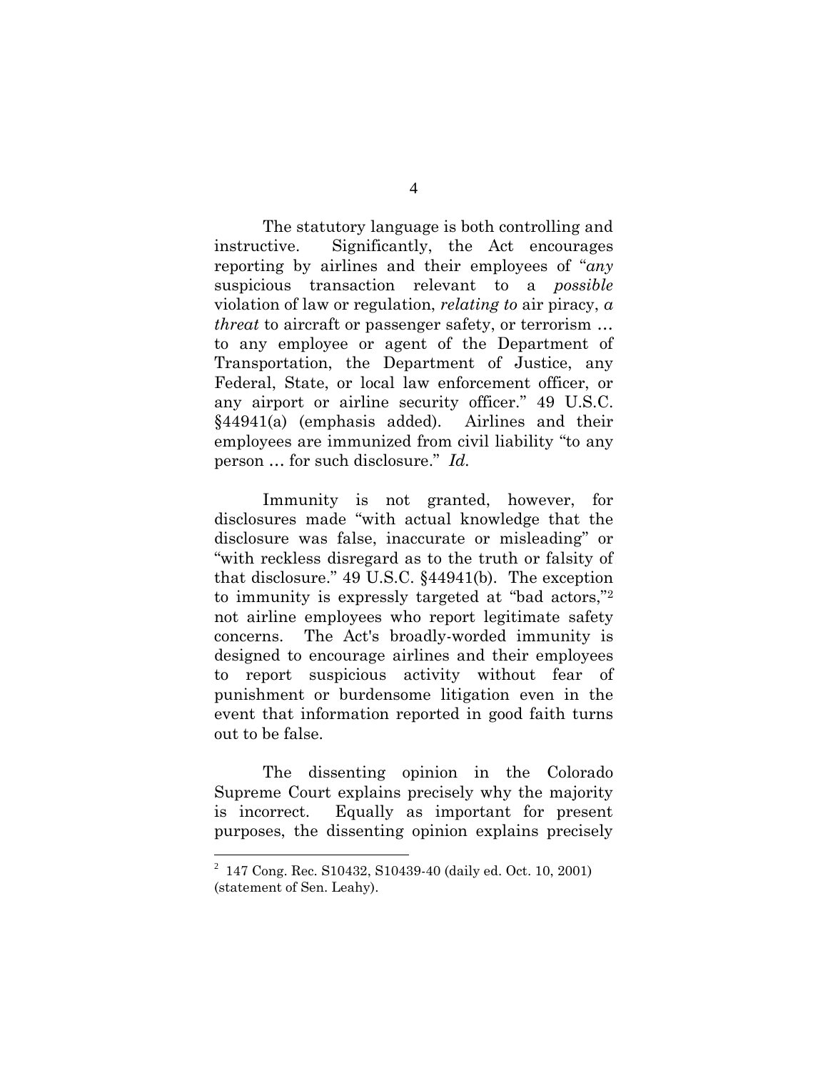The statutory language is both controlling and instructive. Significantly, the Act encourages reporting by airlines and their employees of "*any* suspicious transaction relevant to a *possible* violation of law or regulation, *relating to* air piracy, *a threat* to aircraft or passenger safety, or terrorism … to any employee or agent of the Department of Transportation, the Department of Justice, any Federal, State, or local law enforcement officer, or any airport or airline security officer." 49 U.S.C. §44941(a) (emphasis added). Airlines and their employees are immunized from civil liability "to any person … for such disclosure." *Id.*

Immunity is not granted, however, for disclosures made "with actual knowledge that the disclosure was false, inaccurate or misleading" or "with reckless disregard as to the truth or falsity of that disclosure." 49 U.S.C. §44941(b). The exception to immunity is expressly targeted at "bad actors,"[2] not airline employees who report legitimate safety concerns. The Act's broadly-worded immunity is designed to encourage airlines and their employees to report suspicious activity without fear of punishment or burdensome litigation even in the event that information reported in good faith turns out to be false.

The dissenting opinion in the Colorado Supreme Court explains precisely why the majority is incorrect. Equally as important for present purposes, the dissenting opinion explains precisely

---

[2] 147 Cong. Rec. S10432, S10439-40 (daily ed. Oct. 10, 2001) (statement of Sen. Leahy).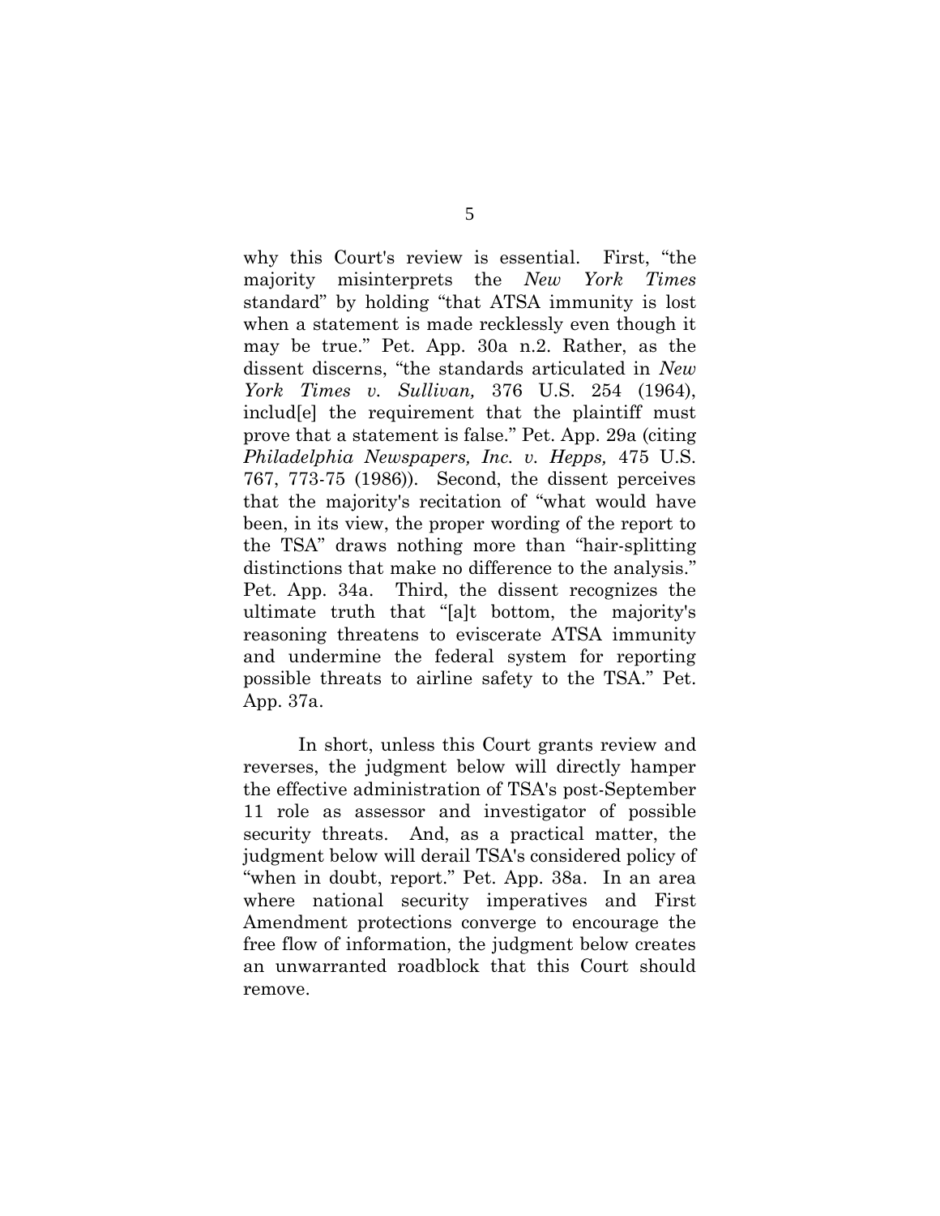why this Court's review is essential. First, "the majority misinterprets the *New York Times* standard" by holding "that ATSA immunity is lost when a statement is made recklessly even though it may be true." Pet. App. 30a n.2. Rather, as the dissent discerns, "the standards articulated in *New York Times v. Sullivan,* 376 U.S. 254 (1964), includ[e] the requirement that the plaintiff must prove that a statement is false." Pet. App. 29a (citing *Philadelphia Newspapers, Inc. v. Hepps,* 475 U.S. 767, 773-75 (1986)). Second, the dissent perceives that the majority's recitation of "what would have been, in its view, the proper wording of the report to the TSA" draws nothing more than "hair-splitting distinctions that make no difference to the analysis." Pet. App. 34a. Third, the dissent recognizes the ultimate truth that "[a]t bottom, the majority's reasoning threatens to eviscerate ATSA immunity and undermine the federal system for reporting possible threats to airline safety to the TSA." Pet. App. 37a.

In short, unless this Court grants review and reverses, the judgment below will directly hamper the effective administration of TSA's post-September 11 role as assessor and investigator of possible security threats. And, as a practical matter, the judgment below will derail TSA's considered policy of "when in doubt, report." Pet. App. 38a. In an area where national security imperatives and First Amendment protections converge to encourage the free flow of information, the judgment below creates an unwarranted roadblock that this Court should remove.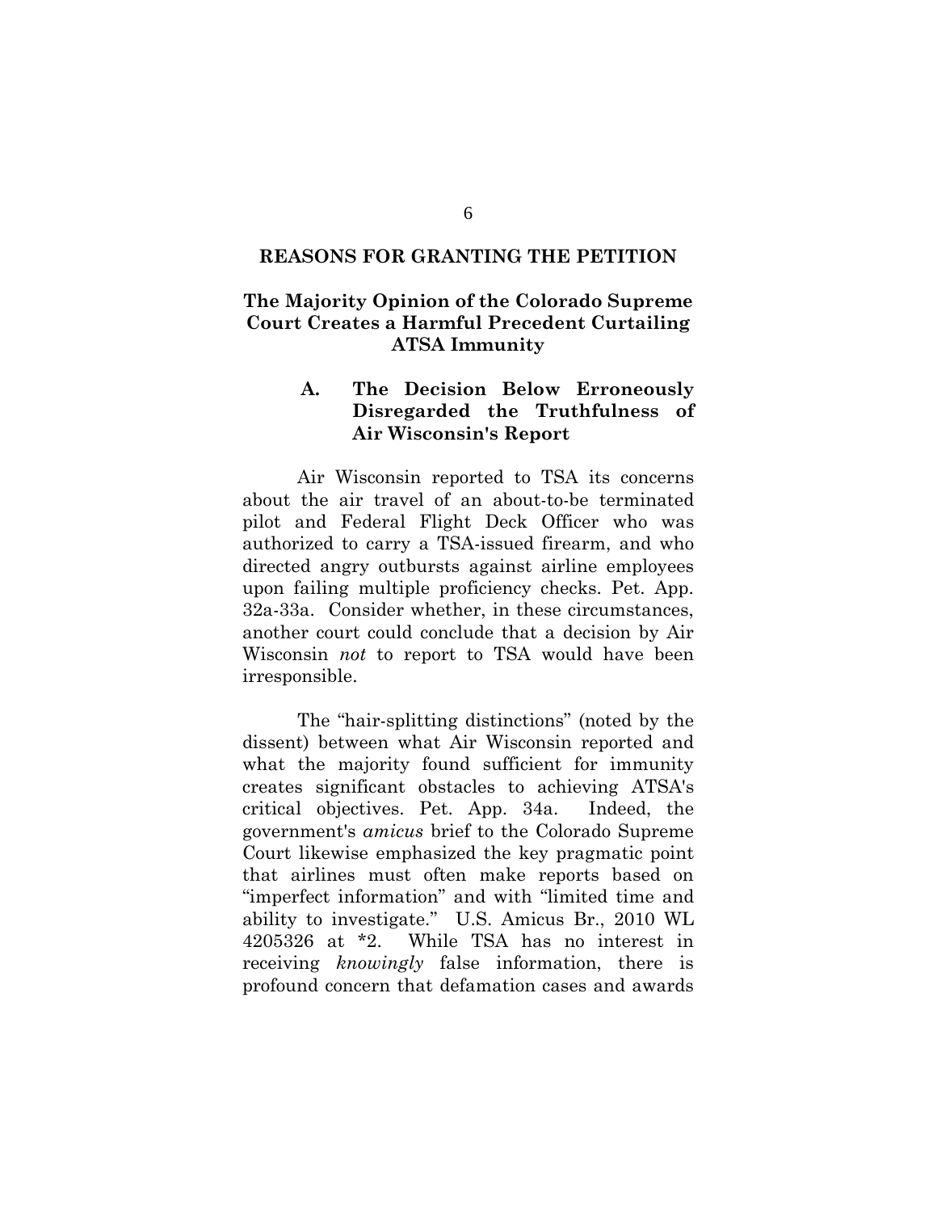## REASONS FOR GRANTING THE PETITION

### The Majority Opinion of the Colorado Supreme Court Creates a Harmful Precedent Curtailing ATSA Immunity

#### A. The Decision Below Erroneously Disregarded the Truthfulness of Air Wisconsin's Report

Air Wisconsin reported to TSA its concerns about the air travel of an about-to-be terminated pilot and Federal Flight Deck Officer who was authorized to carry a TSA-issued firearm, and who directed angry outbursts against airline employees upon failing multiple proficiency checks. Pet. App. 32a-33a. Consider whether, in these circumstances, another court could conclude that a decision by Air Wisconsin *not* to report to TSA would have been irresponsible.

The "hair-splitting distinctions" (noted by the dissent) between what Air Wisconsin reported and what the majority found sufficient for immunity creates significant obstacles to achieving ATSA's critical objectives. Pet. App. 34a. Indeed, the government's *amicus* brief to the Colorado Supreme Court likewise emphasized the key pragmatic point that airlines must often make reports based on "imperfect information" and with "limited time and ability to investigate." U.S. Amicus Br., 2010 WL 4205326 at *2. While TSA has no interest in receiving *knowingly* false information, there is profound concern that defamation cases and awards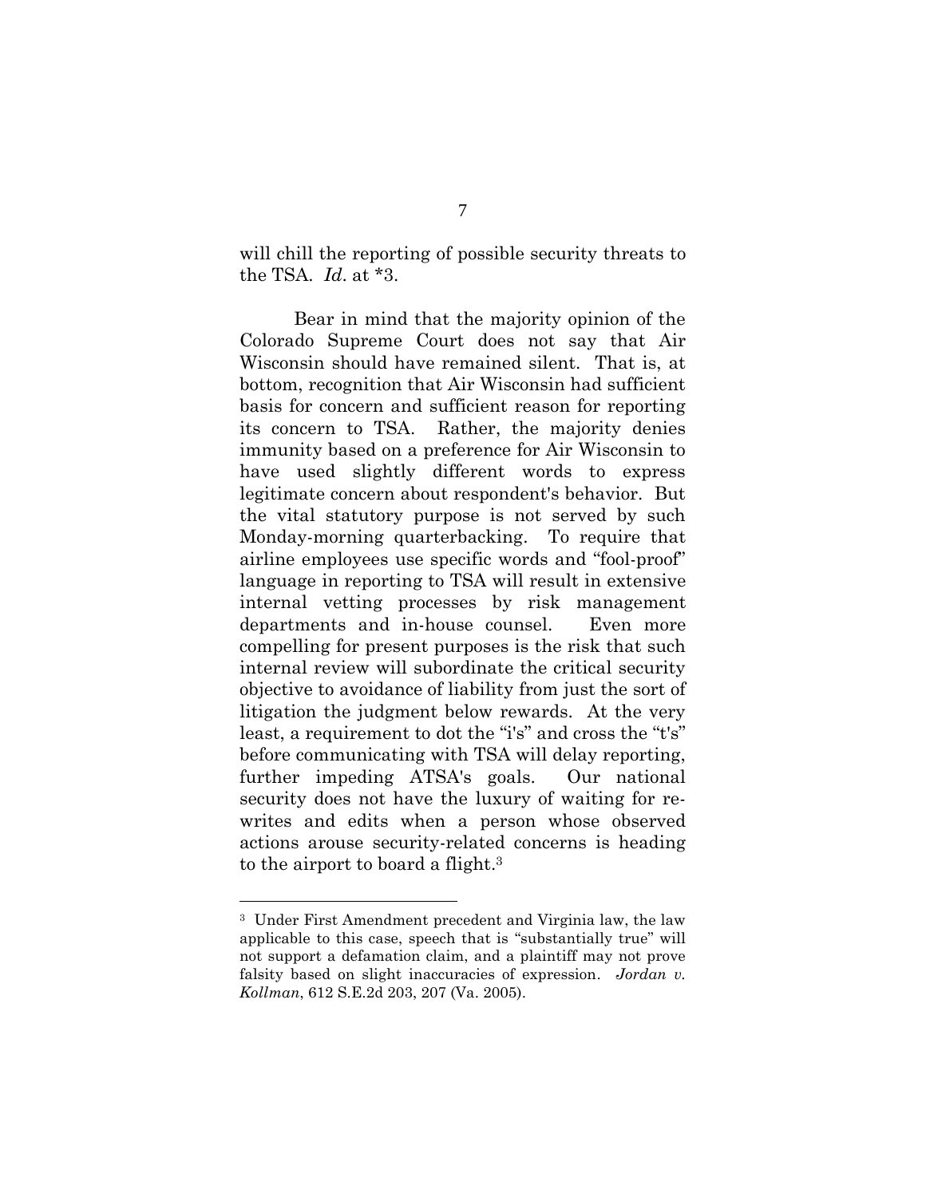will chill the reporting of possible security threats to the TSA. *Id*. at *3.

Bear in mind that the majority opinion of the Colorado Supreme Court does not say that Air Wisconsin should have remained silent. That is, at bottom, recognition that Air Wisconsin had sufficient basis for concern and sufficient reason for reporting its concern to TSA. Rather, the majority denies immunity based on a preference for Air Wisconsin to have used slightly different words to express legitimate concern about respondent's behavior. But the vital statutory purpose is not served by such Monday-morning quarterbacking. To require that airline employees use specific words and "fool-proof" language in reporting to TSA will result in extensive internal vetting processes by risk management departments and in-house counsel. Even more compelling for present purposes is the risk that such internal review will subordinate the critical security objective to avoidance of liability from just the sort of litigation the judgment below rewards. At the very least, a requirement to dot the "i's" and cross the "t's" before communicating with TSA will delay reporting, further impeding ATSA's goals. Our national security does not have the luxury of waiting for re-writes and edits when a person whose observed actions arouse security-related concerns is heading to the airport to board a flight.[3]

---

[3] Under First Amendment precedent and Virginia law, the law applicable to this case, speech that is "substantially true" will not support a defamation claim, and a plaintiff may not prove falsity based on slight inaccuracies of expression. *Jordan v. Kollman*, 612 S.E.2d 203, 207 (Va. 2005).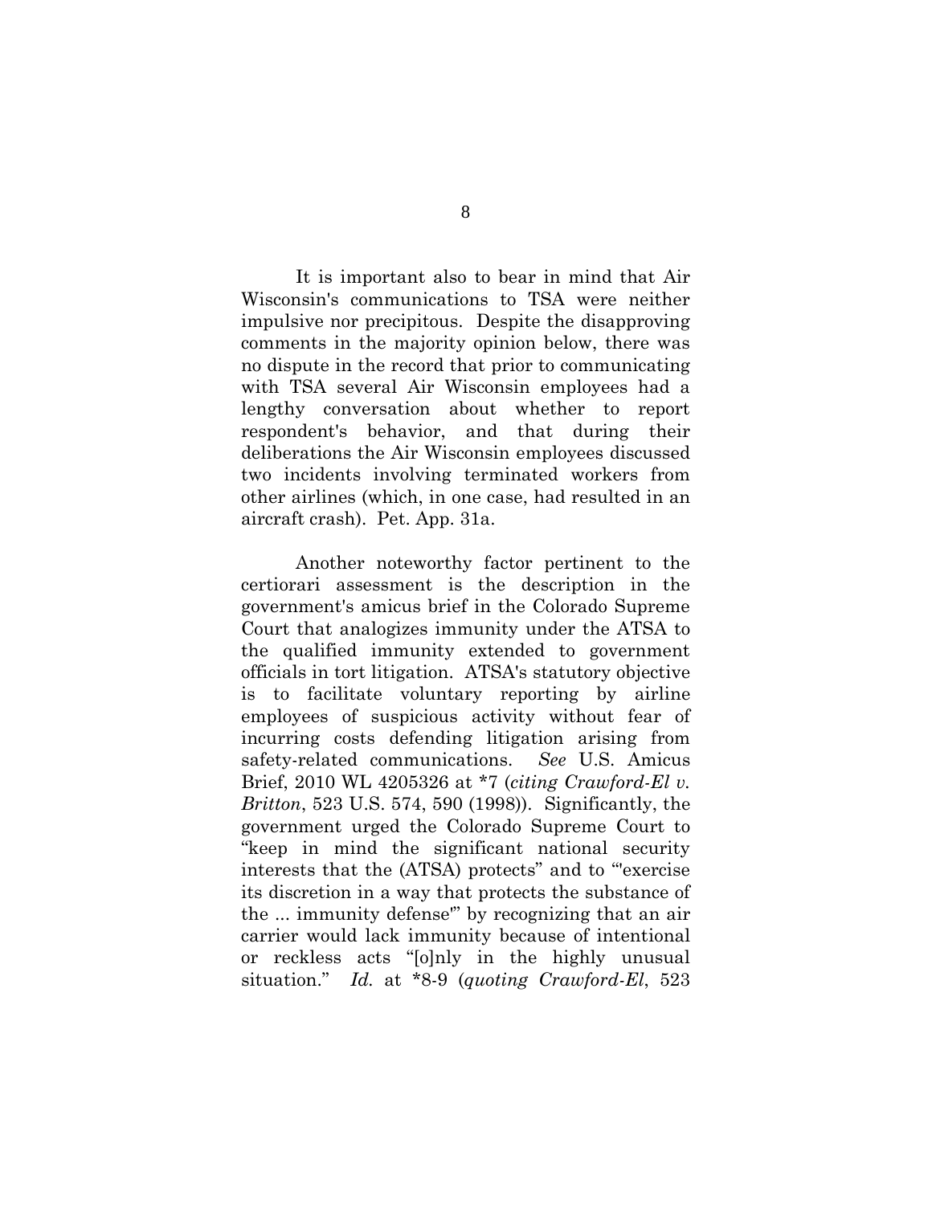It is important also to bear in mind that Air Wisconsin's communications to TSA were neither impulsive nor precipitous. Despite the disapproving comments in the majority opinion below, there was no dispute in the record that prior to communicating with TSA several Air Wisconsin employees had a lengthy conversation about whether to report respondent's behavior, and that during their deliberations the Air Wisconsin employees discussed two incidents involving terminated workers from other airlines (which, in one case, had resulted in an aircraft crash). Pet. App. 31a.

Another noteworthy factor pertinent to the certiorari assessment is the description in the government's amicus brief in the Colorado Supreme Court that analogizes immunity under the ATSA to the qualified immunity extended to government officials in tort litigation. ATSA's statutory objective is to facilitate voluntary reporting by airline employees of suspicious activity without fear of incurring costs defending litigation arising from safety-related communications. *See* U.S. Amicus Brief, 2010 WL 4205326 at *7 (*citing Crawford-El v. Britton*, 523 U.S. 574, 590 (1998)). Significantly, the government urged the Colorado Supreme Court to "keep in mind the significant national security interests that the (ATSA) protects" and to "'exercise its discretion in a way that protects the substance of the ... immunity defense'" by recognizing that an air carrier would lack immunity because of intentional or reckless acts "[o]nly in the highly unusual situation." *Id.* at *8-9 (*quoting Crawford-El*, 523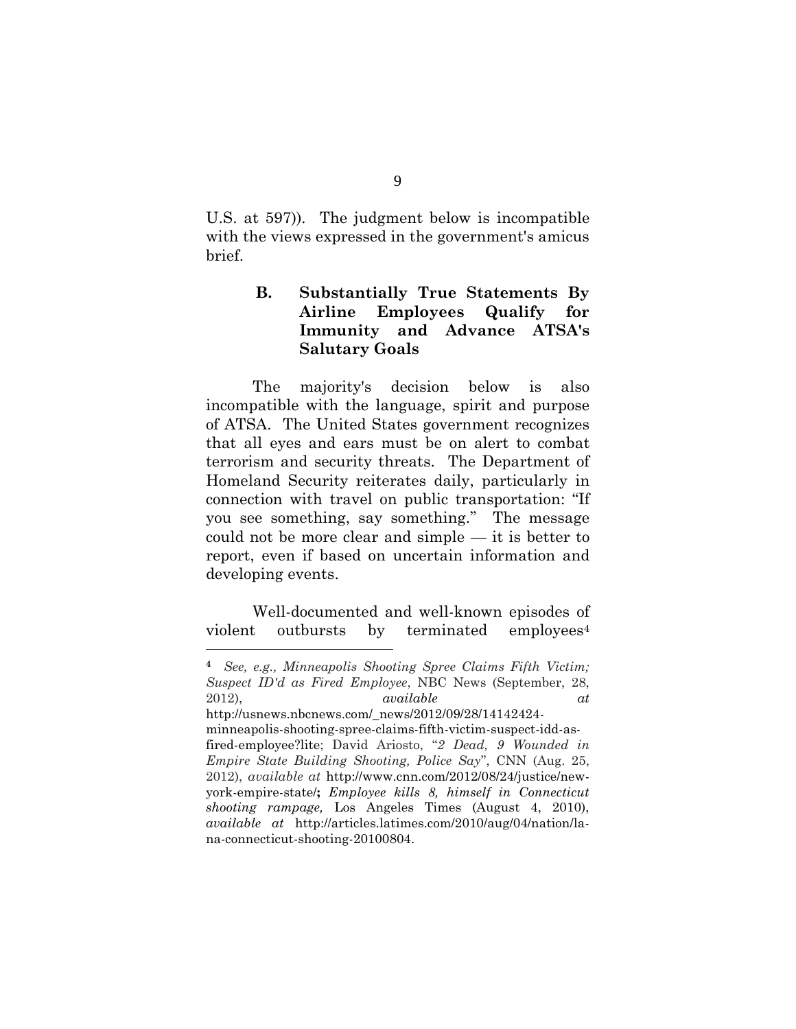U.S. at 597)). The judgment below is incompatible with the views expressed in the government's amicus brief.

### B. Substantially True Statements By Airline Employees Qualify for Immunity and Advance ATSA's Salutary Goals

The majority's decision below is also incompatible with the language, spirit and purpose of ATSA. The United States government recognizes that all eyes and ears must be on alert to combat terrorism and security threats. The Department of Homeland Security reiterates daily, particularly in connection with travel on public transportation: "If you see something, say something." The message could not be more clear and simple — it is better to report, even if based on uncertain information and developing events.

Well-documented and well-known episodes of violent outbursts by terminated employees[4]

---

[4] *See, e.g., Minneapolis Shooting Spree Claims Fifth Victim; Suspect ID'd as Fired Employee*, NBC News (September, 28, 2012), *available at* http://usnews.nbcnews.com/_news/2012/09/28/14142424-minneapolis-shooting-spree-claims-fifth-victim-suspect-idd-as-fired-employee?lite; David Ariosto, "*2 Dead, 9 Wounded in Empire State Building Shooting, Police Say*", CNN (Aug. 25, 2012), *available at* http://www.cnn.com/2012/08/24/justice/new-york-empire-state/**;** *Employee kills 8, himself in Connecticut shooting rampage,* Los Angeles Times (August 4, 2010), *available at* http://articles.latimes.com/2010/aug/04/nation/la-na-connecticut-shooting-20100804.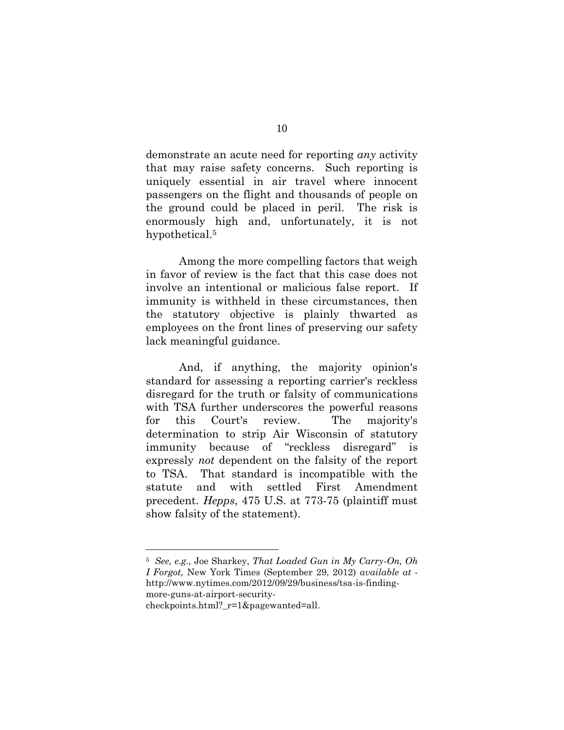demonstrate an acute need for reporting *any* activity that may raise safety concerns. Such reporting is uniquely essential in air travel where innocent passengers on the flight and thousands of people on the ground could be placed in peril. The risk is enormously high and, unfortunately, it is not hypothetical.[5]

Among the more compelling factors that weigh in favor of review is the fact that this case does not involve an intentional or malicious false report. If immunity is withheld in these circumstances, then the statutory objective is plainly thwarted as employees on the front lines of preserving our safety lack meaningful guidance.

And, if anything, the majority opinion's standard for assessing a reporting carrier's reckless disregard for the truth or falsity of communications with TSA further underscores the powerful reasons for this Court's review. The majority's determination to strip Air Wisconsin of statutory immunity because of "reckless disregard" is expressly *not* dependent on the falsity of the report to TSA. That standard is incompatible with the statute and with settled First Amendment precedent. *Hepps*, 475 U.S. at 773-75 (plaintiff must show falsity of the statement).

---

[5] *See, e.g.,* Joe Sharkey, *That Loaded Gun in My Carry-On, Oh I Forgot,* New York Times (September 29, 2012) *available at* - http://www.nytimes.com/2012/09/29/business/tsa-is-finding-more-guns-at-airport-security-checkpoints.html?_r=1&pagewanted=all.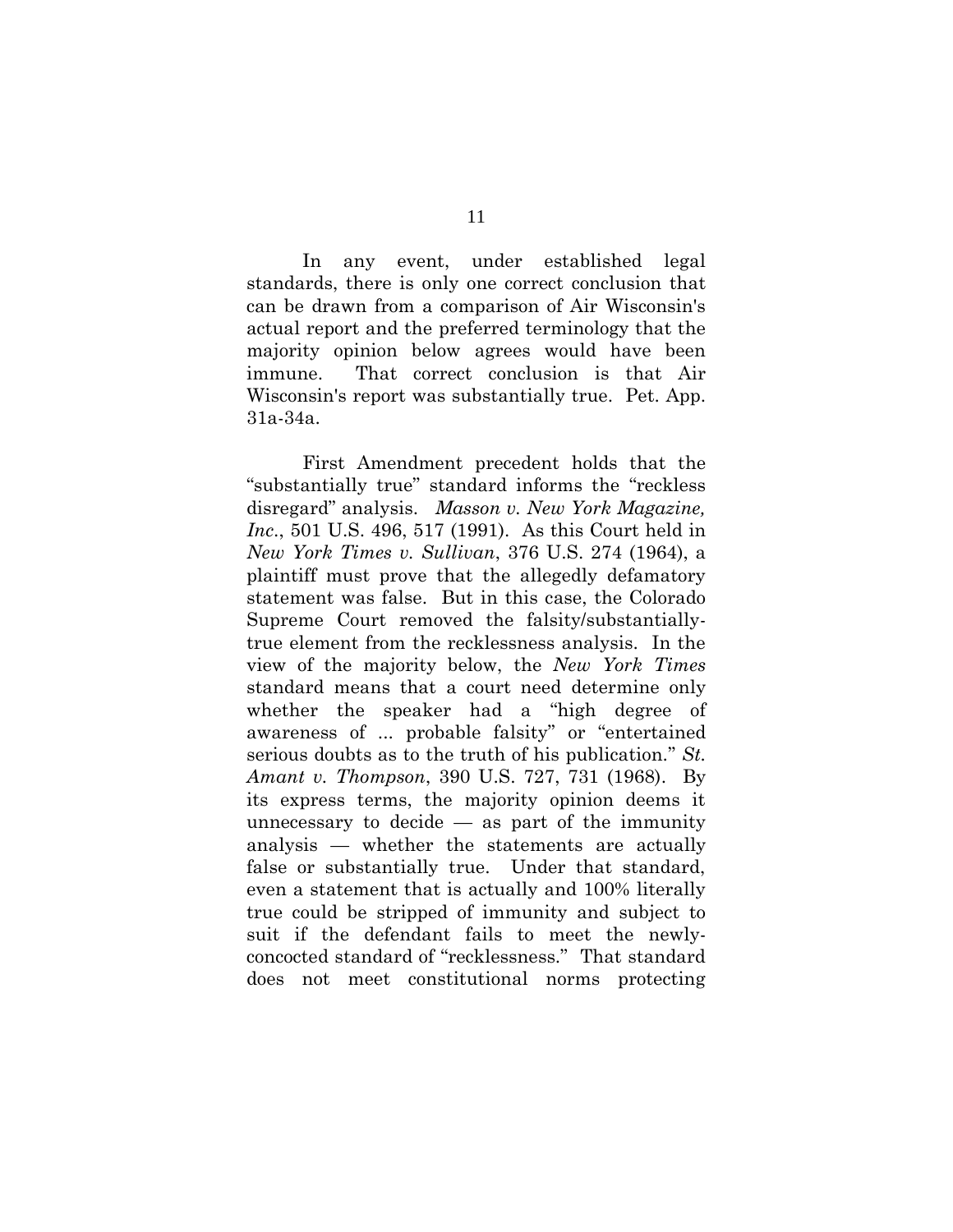In any event, under established legal standards, there is only one correct conclusion that can be drawn from a comparison of Air Wisconsin's actual report and the preferred terminology that the majority opinion below agrees would have been immune. That correct conclusion is that Air Wisconsin's report was substantially true. Pet. App. 31a-34a.

First Amendment precedent holds that the "substantially true" standard informs the "reckless disregard" analysis. *Masson v. New York Magazine, Inc.*, 501 U.S. 496, 517 (1991). As this Court held in *New York Times v. Sullivan*, 376 U.S. 274 (1964), a plaintiff must prove that the allegedly defamatory statement was false. But in this case, the Colorado Supreme Court removed the falsity/substantially-true element from the recklessness analysis. In the view of the majority below, the *New York Times* standard means that a court need determine only whether the speaker had a "high degree of awareness of ... probable falsity" or "entertained serious doubts as to the truth of his publication." *St. Amant v. Thompson*, 390 U.S. 727, 731 (1968). By its express terms, the majority opinion deems it unnecessary to decide — as part of the immunity analysis — whether the statements are actually false or substantially true. Under that standard, even a statement that is actually and 100% literally true could be stripped of immunity and subject to suit if the defendant fails to meet the newly-concocted standard of "recklessness." That standard does not meet constitutional norms protecting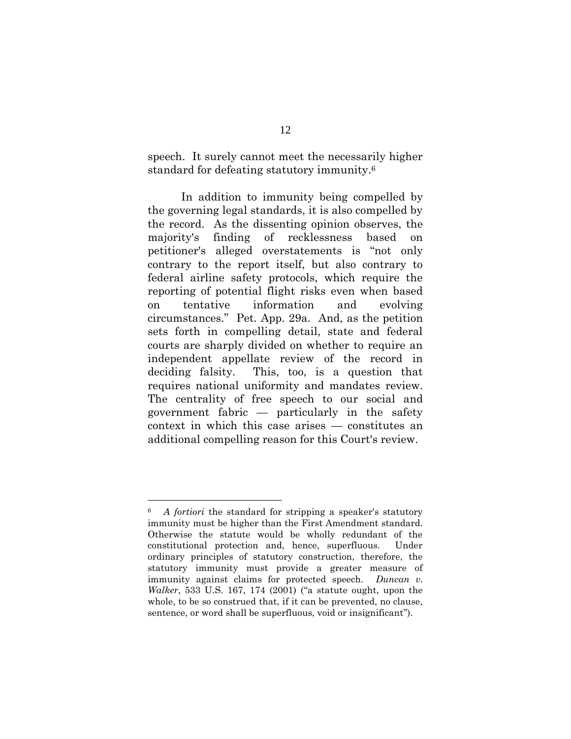speech. It surely cannot meet the necessarily higher standard for defeating statutory immunity.[6]

In addition to immunity being compelled by the governing legal standards, it is also compelled by the record. As the dissenting opinion observes, the majority's finding of recklessness based on petitioner's alleged overstatements is "not only contrary to the report itself, but also contrary to federal airline safety protocols, which require the reporting of potential flight risks even when based on tentative information and evolving circumstances." Pet. App. 29a. And, as the petition sets forth in compelling detail, state and federal courts are sharply divided on whether to require an independent appellate review of the record in deciding falsity. This, too, is a question that requires national uniformity and mandates review. The centrality of free speech to our social and government fabric — particularly in the safety context in which this case arises — constitutes an additional compelling reason for this Court's review.

---

[6] *A fortiori* the standard for stripping a speaker's statutory immunity must be higher than the First Amendment standard. Otherwise the statute would be wholly redundant of the constitutional protection and, hence, superfluous. Under ordinary principles of statutory construction, therefore, the statutory immunity must provide a greater measure of immunity against claims for protected speech. *Duncan v. Walker*, 533 U.S. 167, 174 (2001) ("a statute ought, upon the whole, to be so construed that, if it can be prevented, no clause, sentence, or word shall be superfluous, void or insignificant").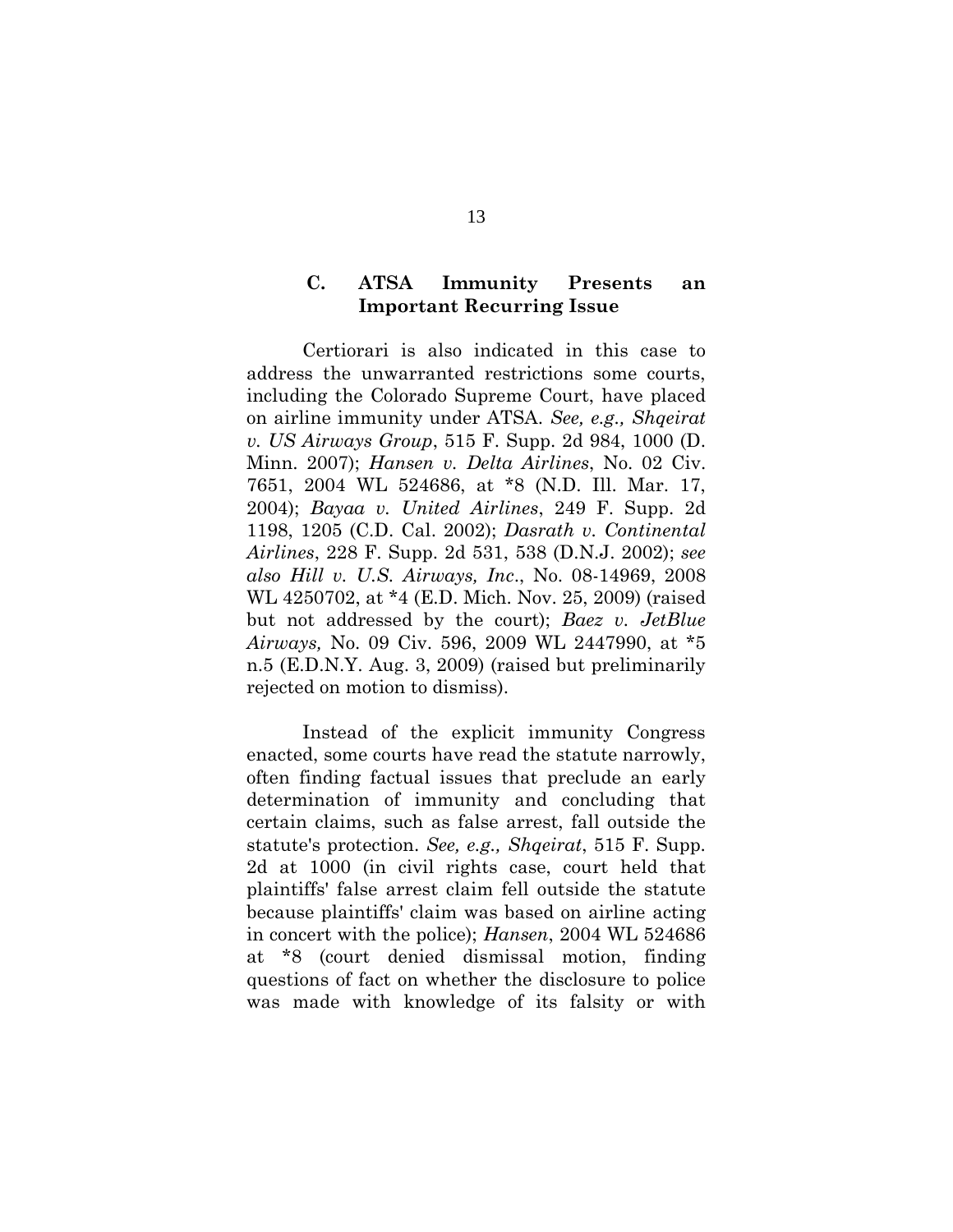### C. ATSA Immunity Presents an Important Recurring Issue

Certiorari is also indicated in this case to address the unwarranted restrictions some courts, including the Colorado Supreme Court, have placed on airline immunity under ATSA. *See, e.g., Shqeirat v. US Airways Group*, 515 F. Supp. 2d 984, 1000 (D. Minn. 2007); *Hansen v. Delta Airlines*, No. 02 Civ. 7651, 2004 WL 524686, at *8 (N.D. Ill. Mar. 17, 2004); *Bayaa v. United Airlines*, 249 F. Supp. 2d 1198, 1205 (C.D. Cal. 2002); *Dasrath v. Continental Airlines*, 228 F. Supp. 2d 531, 538 (D.N.J. 2002); *see also Hill v. U.S. Airways, Inc*., No. 08-14969, 2008 WL 4250702, at *4 (E.D. Mich. Nov. 25, 2009) (raised but not addressed by the court); *Baez v. JetBlue Airways,* No. 09 Civ. 596, 2009 WL 2447990, at *5 n.5 (E.D.N.Y. Aug. 3, 2009) (raised but preliminarily rejected on motion to dismiss).

Instead of the explicit immunity Congress enacted, some courts have read the statute narrowly, often finding factual issues that preclude an early determination of immunity and concluding that certain claims, such as false arrest, fall outside the statute's protection. *See, e.g., Shqeirat*, 515 F. Supp. 2d at 1000 (in civil rights case, court held that plaintiffs' false arrest claim fell outside the statute because plaintiffs' claim was based on airline acting in concert with the police); *Hansen*, 2004 WL 524686 at *8 (court denied dismissal motion, finding questions of fact on whether the disclosure to police was made with knowledge of its falsity or with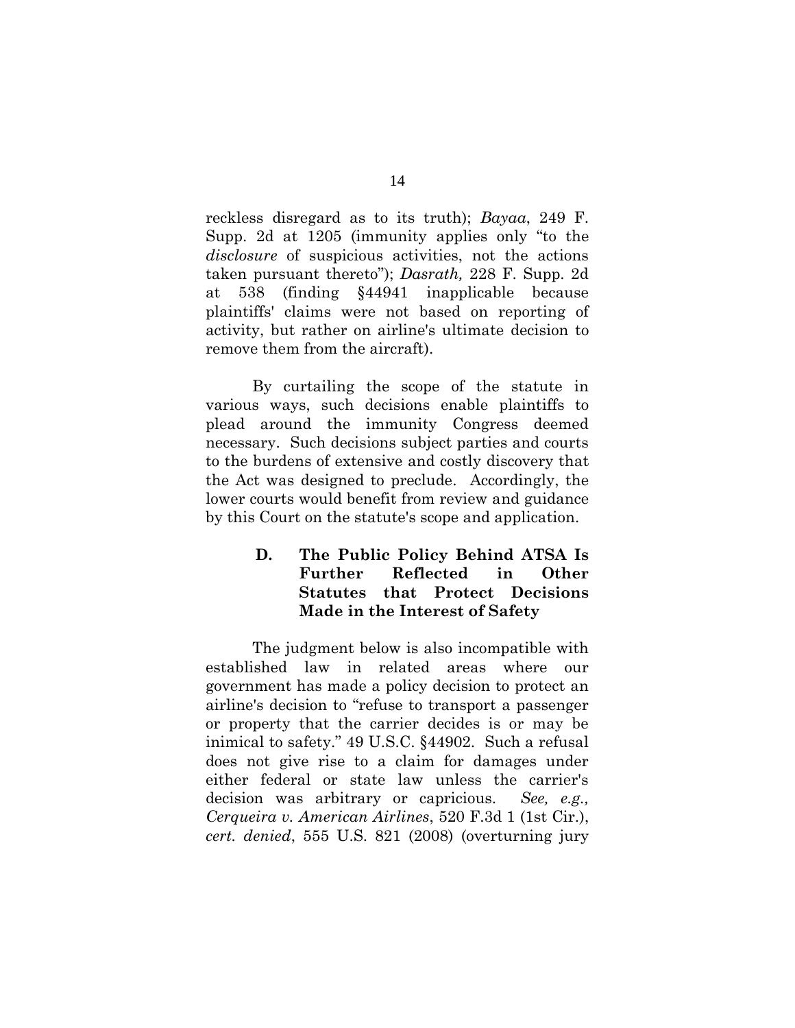reckless disregard as to its truth); *Bayaa*, 249 F. Supp. 2d at 1205 (immunity applies only "to the *disclosure* of suspicious activities, not the actions taken pursuant thereto"); *Dasrath,* 228 F. Supp. 2d at 538 (finding §44941 inapplicable because plaintiffs' claims were not based on reporting of activity, but rather on airline's ultimate decision to remove them from the aircraft).

By curtailing the scope of the statute in various ways, such decisions enable plaintiffs to plead around the immunity Congress deemed necessary. Such decisions subject parties and courts to the burdens of extensive and costly discovery that the Act was designed to preclude. Accordingly, the lower courts would benefit from review and guidance by this Court on the statute's scope and application.

### D. The Public Policy Behind ATSA Is Further Reflected in Other Statutes that Protect Decisions Made in the Interest of Safety

The judgment below is also incompatible with established law in related areas where our government has made a policy decision to protect an airline's decision to "refuse to transport a passenger or property that the carrier decides is or may be inimical to safety." 49 U.S.C. §44902. Such a refusal does not give rise to a claim for damages under either federal or state law unless the carrier's decision was arbitrary or capricious. *See, e.g., Cerqueira v. American Airlines*, 520 F.3d 1 (1st Cir.), *cert. denied*, 555 U.S. 821 (2008) (overturning jury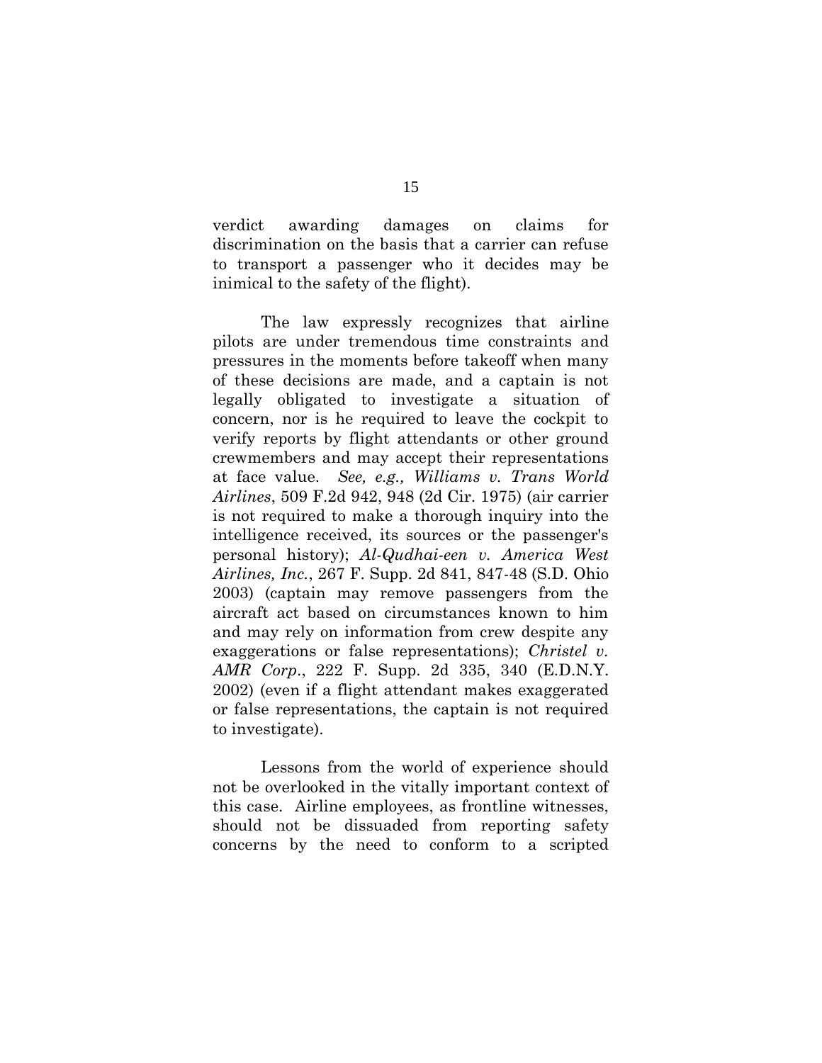verdict awarding damages on claims for discrimination on the basis that a carrier can refuse to transport a passenger who it decides may be inimical to the safety of the flight).

The law expressly recognizes that airline pilots are under tremendous time constraints and pressures in the moments before takeoff when many of these decisions are made, and a captain is not legally obligated to investigate a situation of concern, nor is he required to leave the cockpit to verify reports by flight attendants or other ground crewmembers and may accept their representations at face value. *See, e.g., Williams v. Trans World Airlines*, 509 F.2d 942, 948 (2d Cir. 1975) (air carrier is not required to make a thorough inquiry into the intelligence received, its sources or the passenger's personal history); *Al-Qudhai-een v. America West Airlines, Inc.*, 267 F. Supp. 2d 841, 847-48 (S.D. Ohio 2003) (captain may remove passengers from the aircraft act based on circumstances known to him and may rely on information from crew despite any exaggerations or false representations); *Christel v. AMR Corp.*, 222 F. Supp. 2d 335, 340 (E.D.N.Y. 2002) (even if a flight attendant makes exaggerated or false representations, the captain is not required to investigate).

Lessons from the world of experience should not be overlooked in the vitally important context of this case. Airline employees, as frontline witnesses, should not be dissuaded from reporting safety concerns by the need to conform to a scripted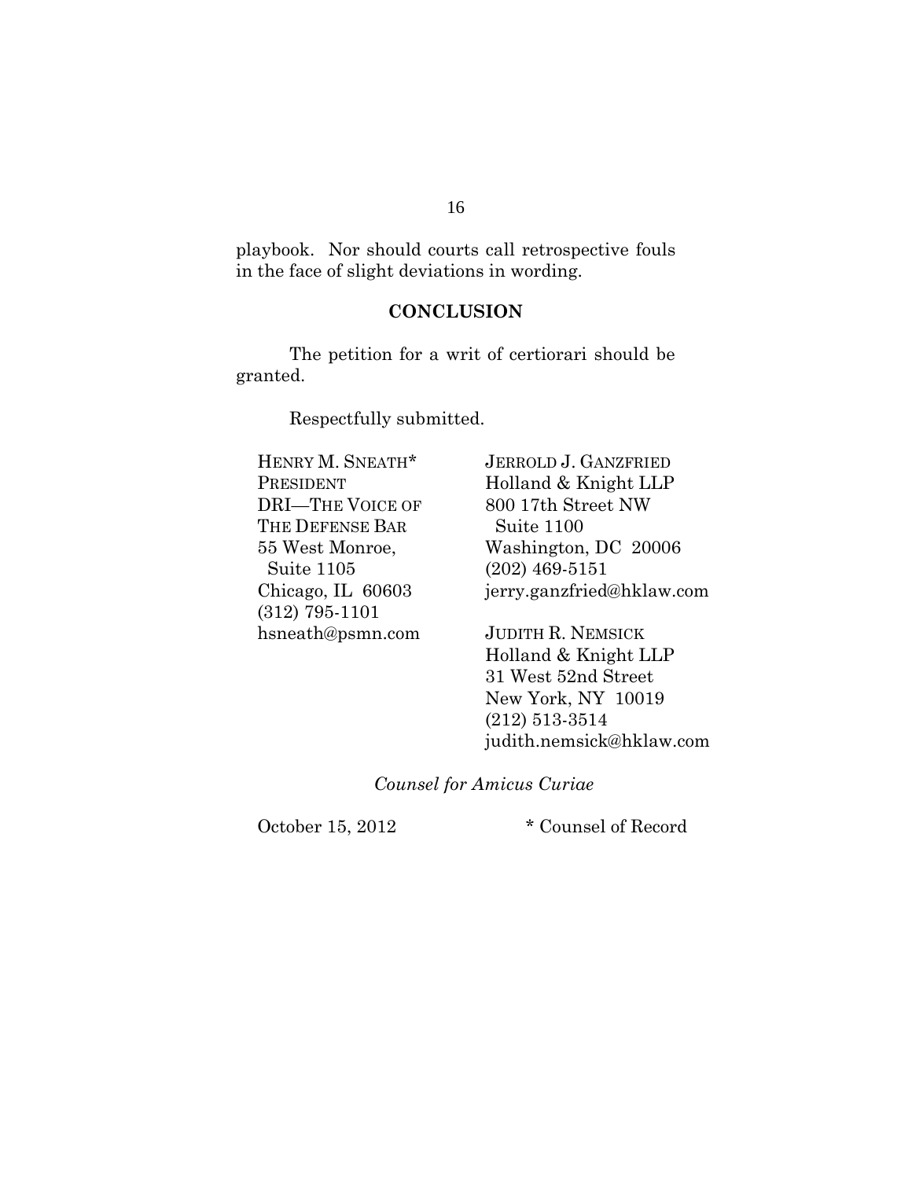playbook. Nor should courts call retrospective fouls in the face of slight deviations in wording.

## CONCLUSION

The petition for a writ of certiorari should be granted.

Respectfully submitted.

HENRY M. SNEATH*
PRESIDENT
DRI—THE VOICE OF THE DEFENSE BAR
55 West Monroe, Suite 1105
Chicago, IL 60603
(312) 795-1101
hsneath@psmn.com

JERROLD J. GANZFRIED
Holland & Knight LLP
800 17th Street NW Suite 1100
Washington, DC 20006
(202) 469-5151
jerry.ganzfried@hklaw.com

JUDITH R. NEMSICK
Holland & Knight LLP
31 West 52nd Street
New York, NY 10019
(212) 513-3514
judith.nemsick@hklaw.com

*Counsel for Amicus Curiae*

October 15, 2012

* Counsel of Record